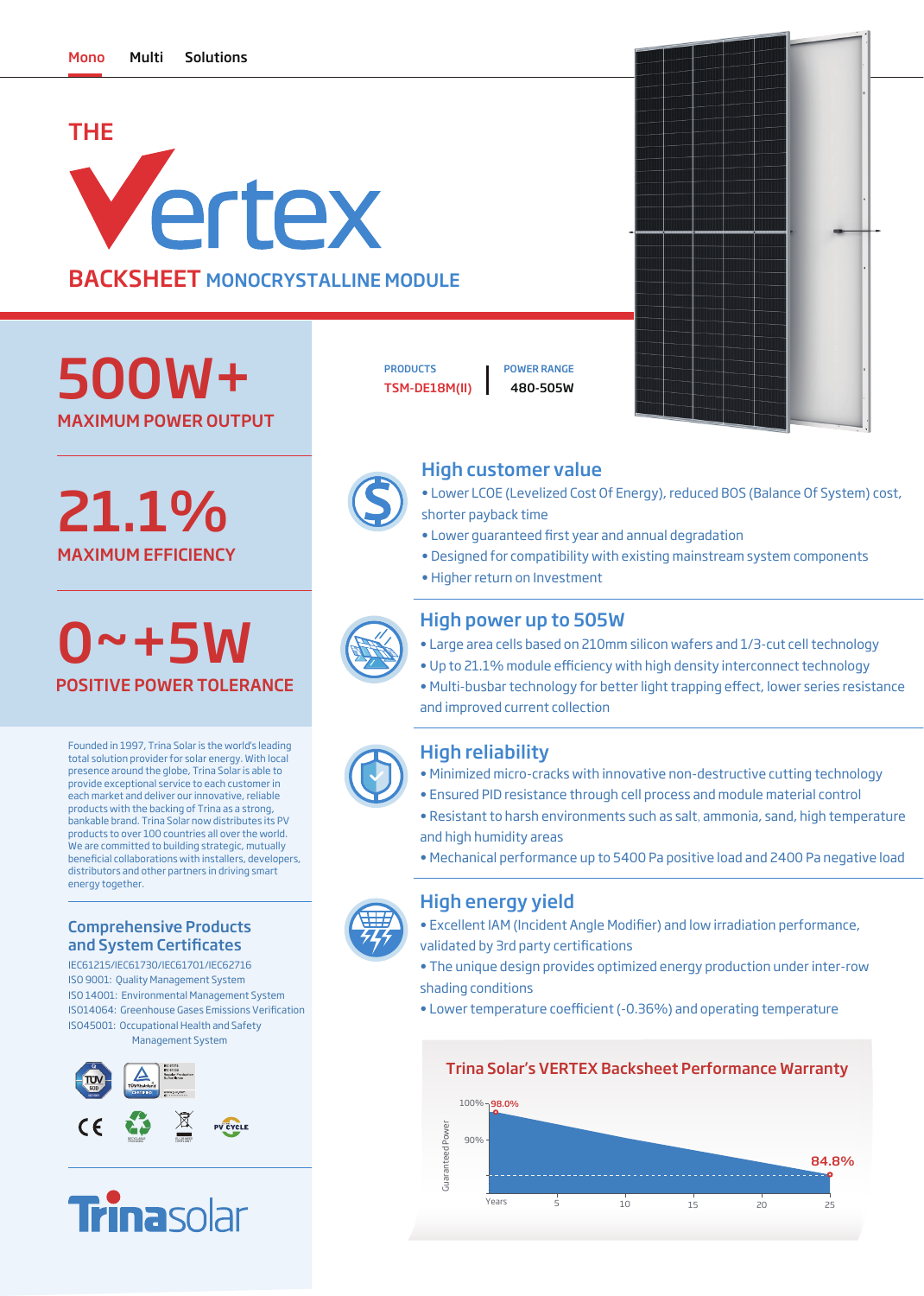Mono Multi Solutions

# THE Vertex

## BACKSHEET MONOCRYSTALLINE MODULE

**500W+**
MAXIMUM POWER OUTPUT

**21.1%**
MAXIMUM EFFICIENCY

**0~+5W**
POSITIVE POWER TOLERANCE

| PRODUCTS | POWER RANGE |
|---|---|
| TSM-DE18M(II) | 480-505W |

### High customer value

- Lower LCOE (Levelized Cost Of Energy), reduced BOS (Balance Of System) cost, shorter payback time
- Lower guaranteed first year and annual degradation
- Designed for compatibility with existing mainstream system components
- Higher return on Investment

### High power up to 505W

- Large area cells based on 210mm silicon wafers and 1/3-cut cell technology
- Up to 21.1% module efficiency with high density interconnect technology
- Multi-busbar technology for better light trapping effect, lower series resistance and improved current collection

### High reliability

- Minimized micro-cracks with innovative non-destructive cutting technology
- Ensured PID resistance through cell process and module material control
- Resistant to harsh environments such as salt, ammonia, sand, high temperature and high humidity areas
- Mechanical performance up to 5400 Pa positive load and 2400 Pa negative load

### High energy yield

- Excellent IAM (Incident Angle Modifier) and low irradiation performance, validated by 3rd party certifications
- The unique design provides optimized energy production under inter-row shading conditions
- Lower temperature coefficient (-0.36%) and operating temperature

Founded in 1997, Trina Solar is the world's leading total solution provider for solar energy. With local presence around the globe, Trina Solar is able to provide exceptional service to each customer in each market and deliver our innovative, reliable products with the backing of Trina as a strong, bankable brand. Trina Solar now distributes its PV products to over 100 countries all over the world. We are committed to building strategic, mutually beneficial collaborations with installers, developers, distributors and other partners in driving smart energy together.

### Comprehensive Products and System Certificates

IEC61215/IEC61730/IEC61701/IEC62716
ISO 9001: Quality Management System
ISO 14001: Environmental Management System
ISO14064: Greenhouse Gases Emissions Verification
ISO45001: Occupational Health and Safety Management System

### Trina Solar's VERTEX Backsheet Performance Warranty

Guaranteed Power: 100% – 98.0% (start), 90%, 84.8% (year 25)

Years: 5, 10, 15, 20, 25

Trinasolar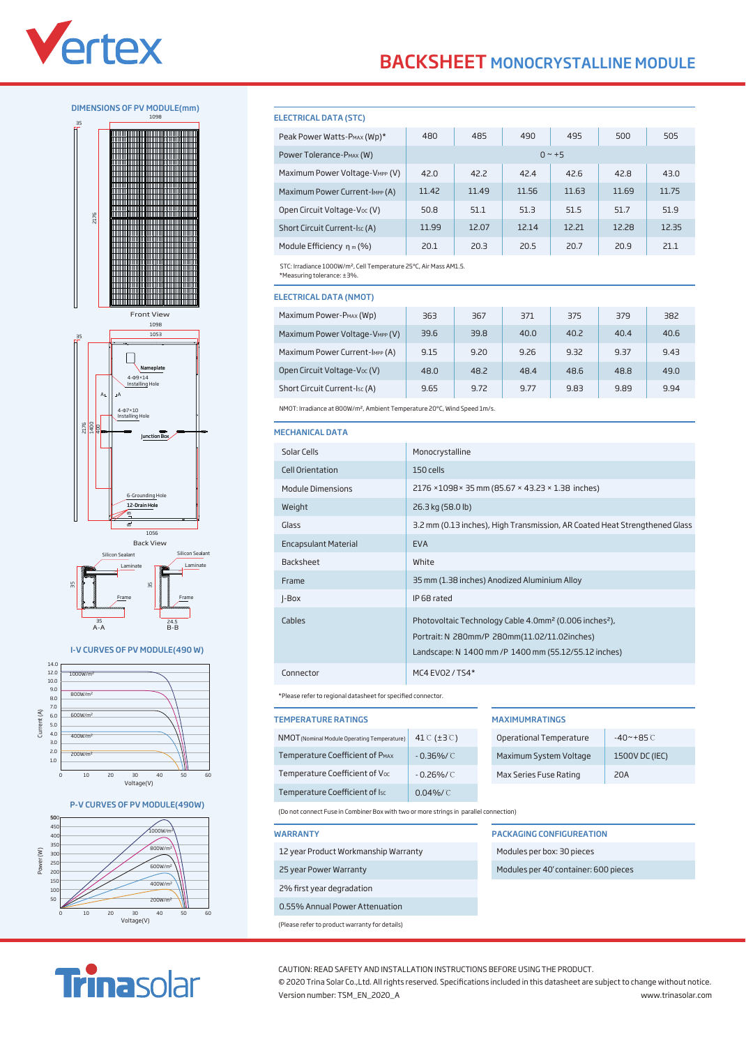# Vertex

## BACKSHEET MONOCRYSTALLINE MODULE

### DIMENSIONS OF PV MODULE(mm)

1098
35
2176
Front View

1098
1053
35
Nameplate
4-φ9×14 Installing Hole
A A
4-φ7×10 Installing Hole
2176
1400
400
Junction Box
6-Grounding Hole
12-Drain Hole
1056
Back View

Silicon Sealant
Laminate
35
Frame
35
A-A

Silicon Sealant
Laminate
35
Frame
24.5
B-B

### I-V CURVES OF PV MODULE(490 W)

Current (A)
14.0 12.0 10.0 9.0 8.0 7.0 6.0 5.0 4.0 3.0 2.0 1.0
1000W/m²
800W/m²
600W/m²
400W/m²
200W/m²
0 10 20 30 40 50 60
Voltage(V)

### P-V CURVES OF PV MODULE(490W)

Power (W)
500 450 400 350 300 250 200 150 100 50
1000W/m²
800W/m²
600W/m²
400W/m²
200W/m²
0 10 20 30 40 50 60
Voltage(V)

### ELECTRICAL DATA (STC)

| | | | | | | |
|---|---|---|---|---|---|---|
| Peak Power Watts-PMAX (Wp)* | 480 | 485 | 490 | 495 | 500 | 505 |
| Power Tolerance-PMAX (W) | 0 ~ +5 | | | | | |
| Maximum Power Voltage-VMPP (V) | 42.0 | 42.2 | 42.4 | 42.6 | 42.8 | 43.0 |
| Maximum Power Current-IMPP (A) | 11.42 | 11.49 | 11.56 | 11.63 | 11.69 | 11.75 |
| Open Circuit Voltage-VOC (V) | 50.8 | 51.1 | 51.3 | 51.5 | 51.7 | 51.9 |
| Short Circuit Current-ISC (A) | 11.99 | 12.07 | 12.14 | 12.21 | 12.28 | 12.35 |
| Module Efficiency η m (%) | 20.1 | 20.3 | 20.5 | 20.7 | 20.9 | 21.1 |

STC: Irradiance 1000W/m², Cell Temperature 25°C, Air Mass AM1.5.
*Measuring tolerance: ±3%.

### ELECTRICAL DATA (NMOT)

| | | | | | | |
|---|---|---|---|---|---|---|
| Maximum Power-PMAX (Wp) | 363 | 367 | 371 | 375 | 379 | 382 |
| Maximum Power Voltage-VMPP (V) | 39.6 | 39.8 | 40.0 | 40.2 | 40.4 | 40.6 |
| Maximum Power Current-IMPP (A) | 9.15 | 9.20 | 9.26 | 9.32 | 9.37 | 9.43 |
| Open Circuit Voltage-VOC (V) | 48.0 | 48.2 | 48.4 | 48.6 | 48.8 | 49.0 |
| Short Circuit Current-ISC (A) | 9.65 | 9.72 | 9.77 | 9.83 | 9.89 | 9.94 |

NMOT: Irradiance at 800W/m², Ambient Temperature 20°C, Wind Speed 1m/s.

### MECHANICAL DATA

| | |
|---|---|
| Solar Cells | Monocrystalline |
| Cell Orientation | 150 cells |
| Module Dimensions | 2176 ×1098× 35 mm (85.67 × 43.23 × 1.38 inches) |
| Weight | 26.3 kg (58.0 lb) |
| Glass | 3.2 mm (0.13 inches), High Transmission, AR Coated Heat Strengthened Glass |
| Encapsulant Material | EVA |
| Backsheet | White |
| Frame | 35 mm (1.38 inches) Anodized Aluminium Alloy |
| J-Box | IP 68 rated |
| Cables | Photovoltaic Technology Cable 4.0mm² (0.006 inches²), Portrait: N 280mm/P 280mm(11.02/11.02inches) Landscape: N 1400 mm /P 1400 mm (55.12/55.12 inches) |
| Connector | MC4 EVO2 / TS4* |

*Please refer to regional datasheet for specified connector.

### TEMPERATURE RATINGS

| | |
|---|---|
| NMOT (Nominal Module Operating Temperature) | 41°C (±3°C) |
| Temperature Coefficient of PMAX | - 0.36%/°C |
| Temperature Coefficient of VOC | - 0.26%/°C |
| Temperature Coefficient of ISC | 0.04%/°C |

### MAXIMUMRATINGS

| | |
|---|---|
| Operational Temperature | -40~+85°C |
| Maximum System Voltage | 1500V DC (IEC) |
| Max Series Fuse Rating | 20A |

(Do not connect Fuse in Combiner Box with two or more strings in parallel connection)

### WARRANTY

- 12 year Product Workmanship Warranty
- 25 year Power Warranty
- 2% first year degradation
- 0.55% Annual Power Attenuation

(Please refer to product warranty for details)

### PACKAGING CONFIGUREATION

- Modules per box: 30 pieces
- Modules per 40' container: 600 pieces

Trinasolar

CAUTION: READ SAFETY AND INSTALLATION INSTRUCTIONS BEFORE USING THE PRODUCT.
© 2020 Trina Solar Co.,Ltd. All rights reserved. Specifications included in this datasheet are subject to change without notice.
Version number: TSM_EN_2020_A
www.trinasolar.com